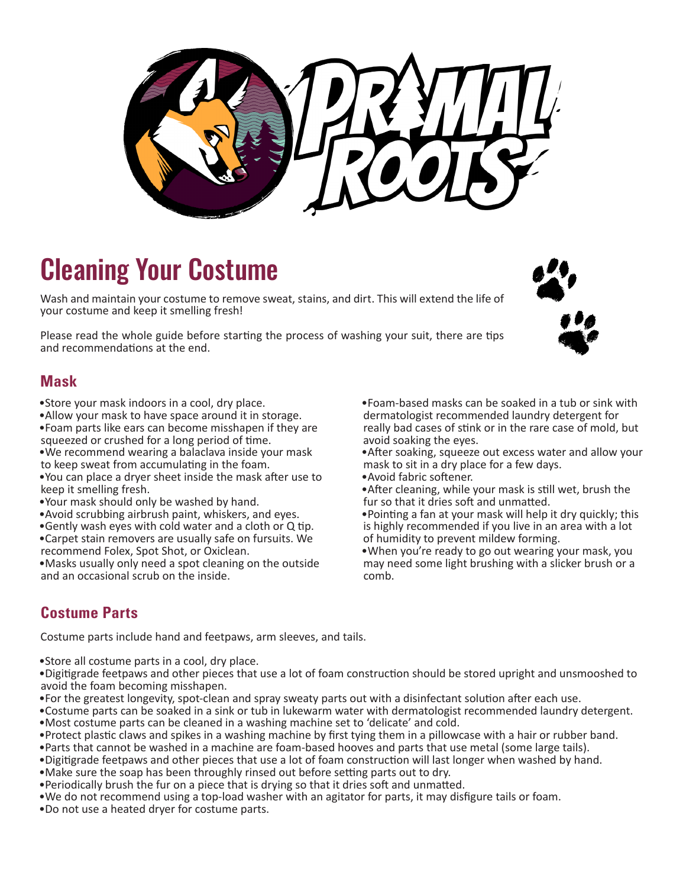# Cleaning Your Costume

Wash and maintain your costume to remove sweat, stains, and dirt. This will extend the life of your costume and keep it smelling fresh!

Please read the whole guide before starting the process of washing your suit, there are tips and recommendations at the end.

## Mask

- Store your mask indoors in a cool, dry place.
- Allow your mask to have space around it in storage.
- Foam parts like ears can become misshapen if they are squeezed or crushed for a long period of time.
- We recommend wearing a balaclava inside your mask to keep sweat from accumulating in the foam.
- You can place a dryer sheet inside the mask after use to keep it smelling fresh.
- Your mask should only be washed by hand.
- Avoid scrubbing airbrush paint, whiskers, and eyes.
- Gently wash eyes with cold water and a cloth or Q tip.
- Carpet stain removers are usually safe on fursuits. We recommend Folex, Spot Shot, or Oxiclean.
- Masks usually only need a spot cleaning on the outside and an occasional scrub on the inside.
- Foam-based masks can be soaked in a tub or sink with dermatologist recommended laundry detergent for really bad cases of stink or in the rare case of mold, but avoid soaking the eyes.
- After soaking, squeeze out excess water and allow your mask to sit in a dry place for a few days.
- Avoid fabric softener.
- After cleaning, while your mask is still wet, brush the fur so that it dries soft and unmatted.
- Pointing a fan at your mask will help it dry quickly; this is highly recommended if you live in an area with a lot of humidity to prevent mildew forming.
- When you're ready to go out wearing your mask, you may need some light brushing with a slicker brush or a comb.

## Costume Parts

Costume parts include hand and feetpaws, arm sleeves, and tails.

- Store all costume parts in a cool, dry place.
- Digitigrade feetpaws and other pieces that use a lot of foam construction should be stored upright and unsmooshed to avoid the foam becoming misshapen.
- For the greatest longevity, spot-clean and spray sweaty parts out with a disinfectant solution after each use.
- Costume parts can be soaked in a sink or tub in lukewarm water with dermatologist recommended laundry detergent.
- Most costume parts can be cleaned in a washing machine set to 'delicate' and cold.
- Protect plastic claws and spikes in a washing machine by first tying them in a pillowcase with a hair or rubber band.
- Parts that cannot be washed in a machine are foam-based hooves and parts that use metal (some large tails).
- Digitigrade feetpaws and other pieces that use a lot of foam construction will last longer when washed by hand.
- Make sure the soap has been throughly rinsed out before setting parts out to dry.
- Periodically brush the fur on a piece that is drying so that it dries soft and unmatted.
- We do not recommend using a top-load washer with an agitator for parts, it may disfigure tails or foam.
- Do not use a heated dryer for costume parts.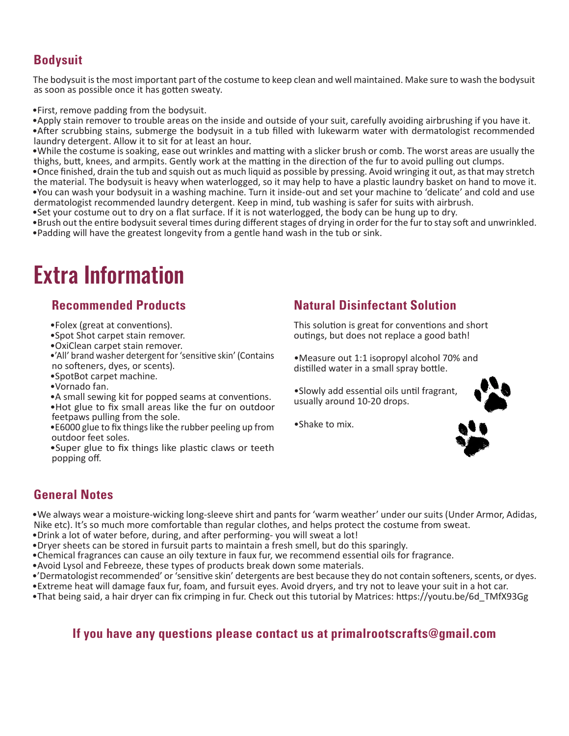## Bodysuit

The bodysuit is the most important part of the costume to keep clean and well maintained. Make sure to wash the bodysuit as soon as possible once it has gotten sweaty.

- First, remove padding from the bodysuit.
- Apply stain remover to trouble areas on the inside and outside of your suit, carefully avoiding airbrushing if you have it.
- After scrubbing stains, submerge the bodysuit in a tub filled with lukewarm water with dermatologist recommended laundry detergent. Allow it to sit for at least an hour.
- While the costume is soaking, ease out wrinkles and matting with a slicker brush or comb. The worst areas are usually the thighs, butt, knees, and armpits. Gently work at the matting in the direction of the fur to avoid pulling out clumps.
- Once finished, drain the tub and squish out as much liquid as possible by pressing. Avoid wringing it out, as that may stretch the material. The bodysuit is heavy when waterlogged, so it may help to have a plastic laundry basket on hand to move it.
- You can wash your bodysuit in a washing machine. Turn it inside-out and set your machine to 'delicate' and cold and use dermatologist recommended laundry detergent. Keep in mind, tub washing is safer for suits with airbrush.
- Set your costume out to dry on a flat surface. If it is not waterlogged, the body can be hung up to dry.
- Brush out the entire bodysuit several times during different stages of drying in order for the fur to stay soft and unwrinkled.
- Padding will have the greatest longevity from a gentle hand wash in the tub or sink.

# Extra Information

## Recommended Products

- Folex (great at conventions).
- Spot Shot carpet stain remover.
- OxiClean carpet stain remover.
- 'All' brand washer detergent for 'sensitive skin' (Contains no softeners, dyes, or scents).
- SpotBot carpet machine.
- Vornado fan.
- A small sewing kit for popped seams at conventions.
- Hot glue to fix small areas like the fur on outdoor feetpaws pulling from the sole.
- E6000 glue to fix things like the rubber peeling up from outdoor feet soles.
- Super glue to fix things like plastic claws or teeth popping off.

## Natural Disinfectant Solution

This solution is great for conventions and short outings, but does not replace a good bath!

- Measure out 1:1 isopropyl alcohol 70% and distilled water in a small spray bottle.
- Slowly add essential oils until fragrant, usually around 10-20 drops.
- Shake to mix.

## General Notes

- We always wear a moisture-wicking long-sleeve shirt and pants for 'warm weather' under our suits (Under Armor, Adidas, Nike etc). It's so much more comfortable than regular clothes, and helps protect the costume from sweat.
- Drink a lot of water before, during, and after performing- you will sweat a lot!
- Dryer sheets can be stored in fursuit parts to maintain a fresh smell, but do this sparingly.
- Chemical fragrances can cause an oily texture in faux fur, we recommend essential oils for fragrance.
- Avoid Lysol and Febreeze, these types of products break down some materials.
- 'Dermatologist recommended' or 'sensitive skin' detergents are best because they do not contain softeners, scents, or dyes.
- Extreme heat will damage faux fur, foam, and fursuit eyes. Avoid dryers, and try not to leave your suit in a hot car.
- That being said, a hair dryer can fix crimping in fur. Check out this tutorial by Matrices: https://youtu.be/6d_TMfX93Gg

**If you have any questions please contact us at primalrootscrafts@gmail.com**